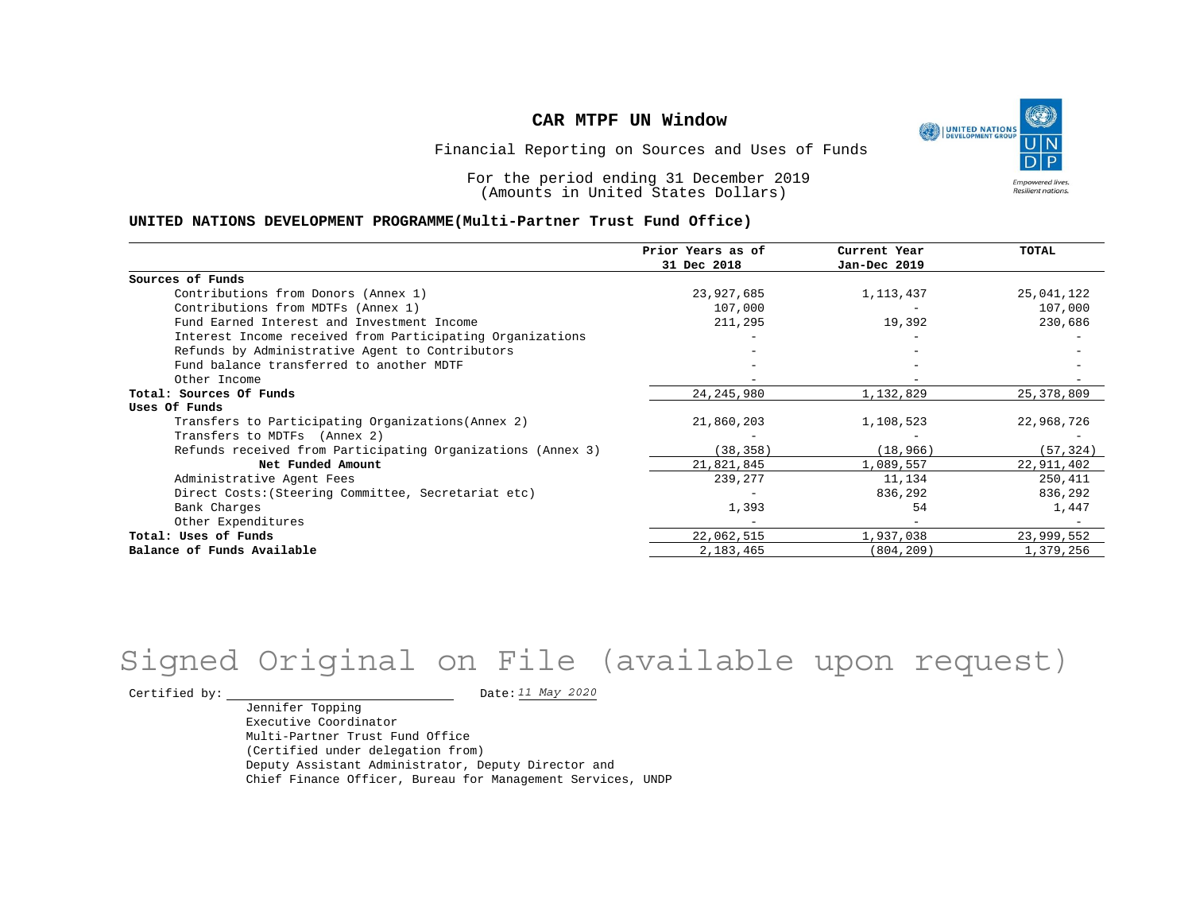# CAR MTPF UN Window

Financial Reporting on Sources and Uses of Funds

For the period ending 31 December 2019
(Amounts in United States Dollars)

**UNITED NATIONS DEVELOPMENT PROGRAMME(Multi-Partner Trust Fund Office)**

| | Prior Years as of 31 Dec 2018 | Current Year Jan-Dec 2019 | TOTAL |
|---|---|---|---|
| **Sources of Funds** | | | |
| Contributions from Donors (Annex 1) | 23,927,685 | 1,113,437 | 25,041,122 |
| Contributions from MDTFs (Annex 1) | 107,000 | - | 107,000 |
| Fund Earned Interest and Investment Income | 211,295 | 19,392 | 230,686 |
| Interest Income received from Participating Organizations | - | - | - |
| Refunds by Administrative Agent to Contributors | - | - | - |
| Fund balance transferred to another MDTF | - | - | - |
| Other Income | - | - | - |
| **Total: Sources Of Funds** | 24,245,980 | 1,132,829 | 25,378,809 |
| **Uses Of Funds** | | | |
| Transfers to Participating Organizations(Annex 2) | 21,860,203 | 1,108,523 | 22,968,726 |
| Transfers to MDTFs (Annex 2) | - | - | - |
| Refunds received from Participating Organizations (Annex 3) | (38,358) | (18,966) | (57,324) |
| **Net Funded Amount** | 21,821,845 | 1,089,557 | 22,911,402 |
| Administrative Agent Fees | 239,277 | 11,134 | 250,411 |
| Direct Costs:(Steering Committee, Secretariat etc) | - | 836,292 | 836,292 |
| Bank Charges | 1,393 | 54 | 1,447 |
| Other Expenditures | - | - | - |
| **Total: Uses of Funds** | 22,062,515 | 1,937,038 | 23,999,552 |
| **Balance of Funds Available** | 2,183,465 | (804,209) | 1,379,256 |

Signed Original on File (available upon request)

Certified by: \_\_\_\_\_\_\_\_\_\_\_\_\_\_\_\_\_\_\_\_ Date: *11 May 2020*

Jennifer Topping
Executive Coordinator
Multi-Partner Trust Fund Office
(Certified under delegation from)
Deputy Assistant Administrator, Deputy Director and
Chief Finance Officer, Bureau for Management Services, UNDP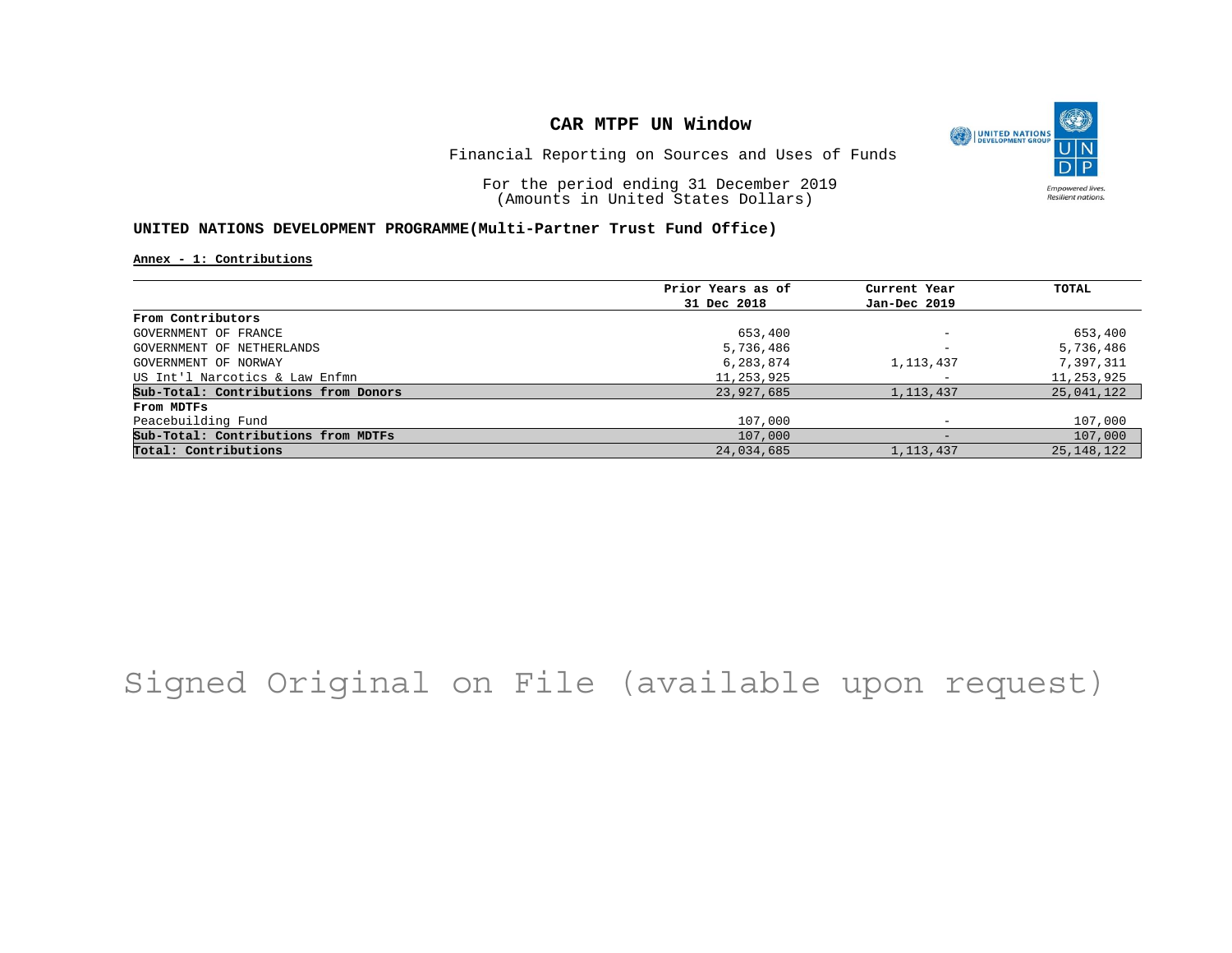# CAR MTPF UN Window

Financial Reporting on Sources and Uses of Funds

For the period ending 31 December 2019
(Amounts in United States Dollars)

## UNITED NATIONS DEVELOPMENT PROGRAMME(Multi-Partner Trust Fund Office)

**Annex - 1: Contributions**

| | Prior Years as of 31 Dec 2018 | Current Year Jan-Dec 2019 | TOTAL |
|---|---|---|---|
| **From Contributors** | | | |
| GOVERNMENT OF FRANCE | 653,400 | - | 653,400 |
| GOVERNMENT OF NETHERLANDS | 5,736,486 | - | 5,736,486 |
| GOVERNMENT OF NORWAY | 6,283,874 | 1,113,437 | 7,397,311 |
| US Int'l Narcotics & Law Enfmn | 11,253,925 | - | 11,253,925 |
| **Sub-Total: Contributions from Donors** | 23,927,685 | 1,113,437 | 25,041,122 |
| **From MDTFs** | | | |
| Peacebuilding Fund | 107,000 | - | 107,000 |
| **Sub-Total: Contributions from MDTFs** | 107,000 | - | 107,000 |
| **Total: Contributions** | 24,034,685 | 1,113,437 | 25,148,122 |

Signed Original on File (available upon request)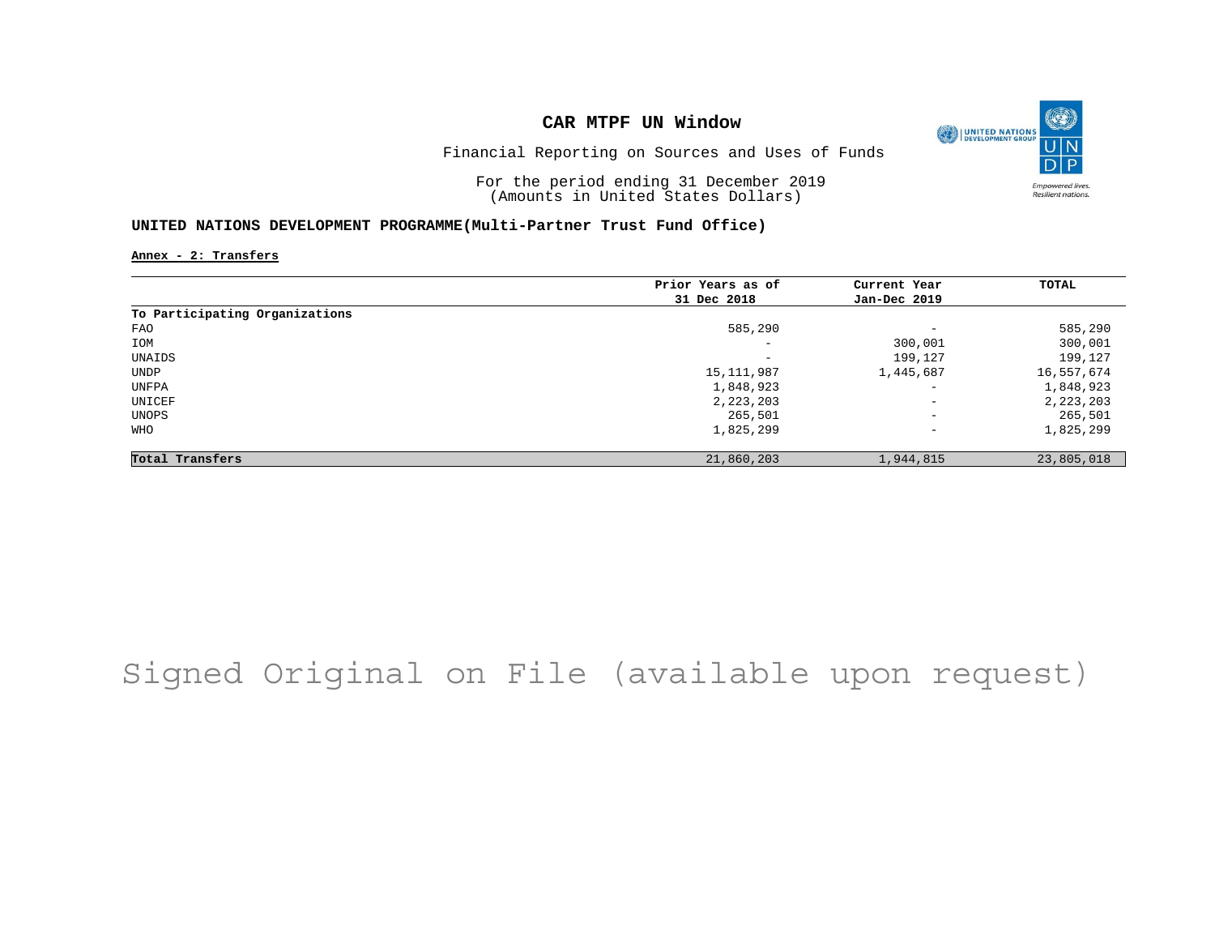# CAR MTPF UN Window

Financial Reporting on Sources and Uses of Funds

For the period ending 31 December 2019
(Amounts in United States Dollars)

## UNITED NATIONS DEVELOPMENT PROGRAMME(Multi-Partner Trust Fund Office)

**Annex - 2: Transfers**

| | Prior Years as of 31 Dec 2018 | Current Year Jan-Dec 2019 | TOTAL |
|---|---|---|---|
| **To Participating Organizations** | | | |
| FAO | 585,290 | - | 585,290 |
| IOM | - | 300,001 | 300,001 |
| UNAIDS | - | 199,127 | 199,127 |
| UNDP | 15,111,987 | 1,445,687 | 16,557,674 |
| UNFPA | 1,848,923 | - | 1,848,923 |
| UNICEF | 2,223,203 | - | 2,223,203 |
| UNOPS | 265,501 | - | 265,501 |
| WHO | 1,825,299 | - | 1,825,299 |
| **Total Transfers** | 21,860,203 | 1,944,815 | 23,805,018 |

Signed Original on File (available upon request)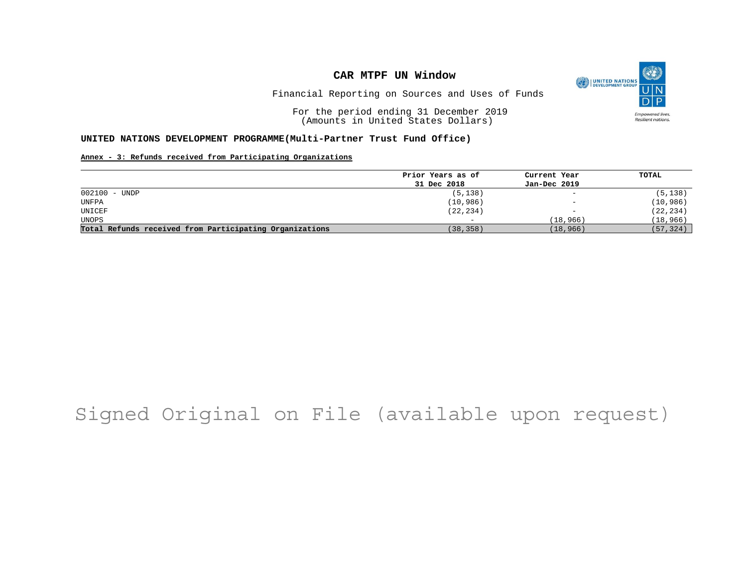# CAR MTPF UN Window

Financial Reporting on Sources and Uses of Funds

For the period ending 31 December 2019
(Amounts in United States Dollars)

**UNITED NATIONS DEVELOPMENT PROGRAMME(Multi-Partner Trust Fund Office)**

**Annex - 3: Refunds received from Participating Organizations**

| | Prior Years as of 31 Dec 2018 | Current Year Jan-Dec 2019 | TOTAL |
|---|---|---|---|
| 002100 - UNDP | (5,138) | - | (5,138) |
| UNFPA | (10,986) | - | (10,986) |
| UNICEF | (22,234) | - | (22,234) |
| UNOPS | - | (18,966) | (18,966) |
| **Total Refunds received from Participating Organizations** | (38,358) | (18,966) | (57,324) |

Signed Original on File (available upon request)